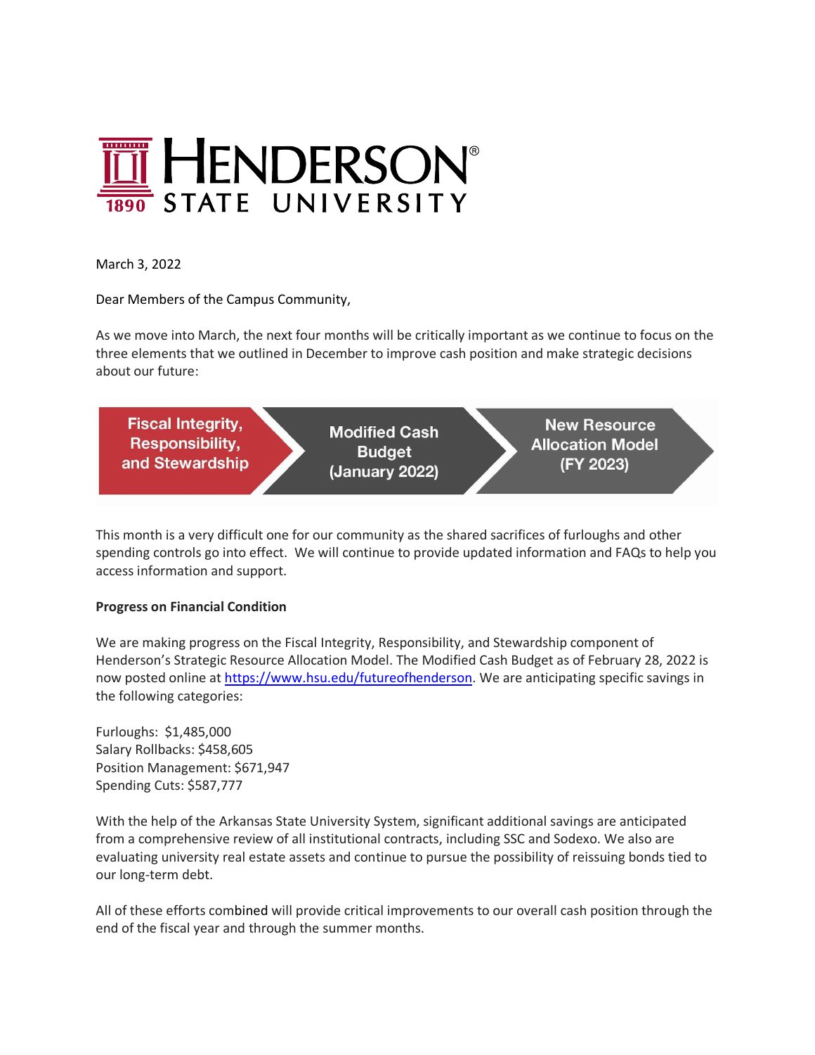# HENDERSON STATE UNIVERSITY

1890

March 3, 2022

Dear Members of the Campus Community,

As we move into March, the next four months will be critically important as we continue to focus on the three elements that we outlined in December to improve cash position and make strategic decisions about our future:

Fiscal Integrity, Responsibility, and Stewardship → Modified Cash Budget (January 2022) → New Resource Allocation Model (FY 2023)

This month is a very difficult one for our community as the shared sacrifices of furloughs and other spending controls go into effect. We will continue to provide updated information and FAQs to help you access information and support.

**Progress on Financial Condition**

We are making progress on the Fiscal Integrity, Responsibility, and Stewardship component of Henderson's Strategic Resource Allocation Model. The Modified Cash Budget as of February 28, 2022 is now posted online at [https://www.hsu.edu/futureofhenderson](https://www.hsu.edu/futureofhenderson). We are anticipating specific savings in the following categories:

Furloughs: $1,485,000
Salary Rollbacks: $458,605
Position Management: $671,947
Spending Cuts: $587,777

With the help of the Arkansas State University System, significant additional savings are anticipated from a comprehensive review of all institutional contracts, including SSC and Sodexo. We also are evaluating university real estate assets and continue to pursue the possibility of reissuing bonds tied to our long-term debt.

All of these efforts combined will provide critical improvements to our overall cash position through the end of the fiscal year and through the summer months.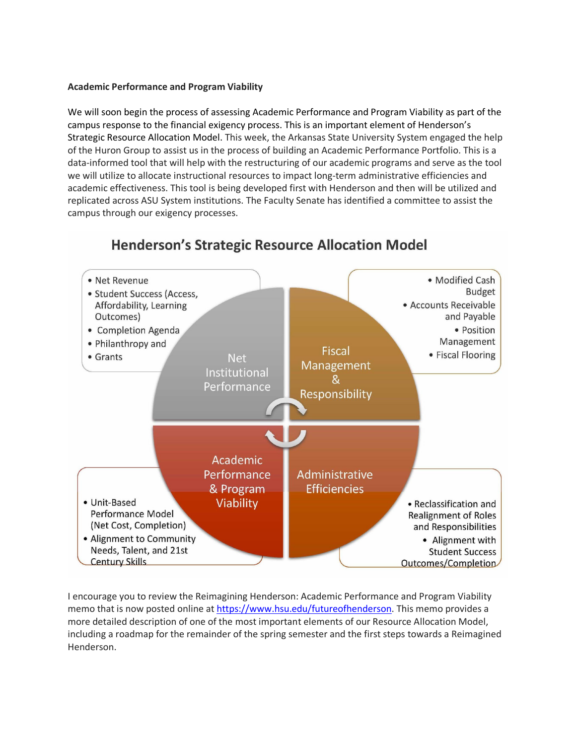**Academic Performance and Program Viability**

We will soon begin the process of assessing Academic Performance and Program Viability as part of the campus response to the financial exigency process. This is an important element of Henderson's Strategic Resource Allocation Model. This week, the Arkansas State University System engaged the help of the Huron Group to assist us in the process of building an Academic Performance Portfolio. This is a data-informed tool that will help with the restructuring of our academic programs and serve as the tool we will utilize to allocate instructional resources to impact long-term administrative efficiencies and academic effectiveness. This tool is being developed first with Henderson and then will be utilized and replicated across ASU System institutions. The Faculty Senate has identified a committee to assist the campus through our exigency processes.

## Henderson's Strategic Resource Allocation Model

**Net Institutional Performance**
- Net Revenue
- Student Success (Access, Affordability, Learning Outcomes)
- Completion Agenda
- Philanthropy and
- Grants

**Fiscal Management & Responsibility**
- Modified Cash Budget
- Accounts Receivable and Payable
- Position Management
- Fiscal Flooring

**Academic Performance & Program Viability**
- Unit-Based Performance Model (Net Cost, Completion)
- Alignment to Community Needs, Talent, and 21st Century Skills

**Administrative Efficiencies**
- Reclassification and Realignment of Roles and Responsibilities
- Alignment with Student Success Outcomes/Completion

I encourage you to review the Reimagining Henderson: Academic Performance and Program Viability memo that is now posted online at [https://www.hsu.edu/futureofhenderson](https://www.hsu.edu/futureofhenderson). This memo provides a more detailed description of one of the most important elements of our Resource Allocation Model, including a roadmap for the remainder of the spring semester and the first steps towards a Reimagined Henderson.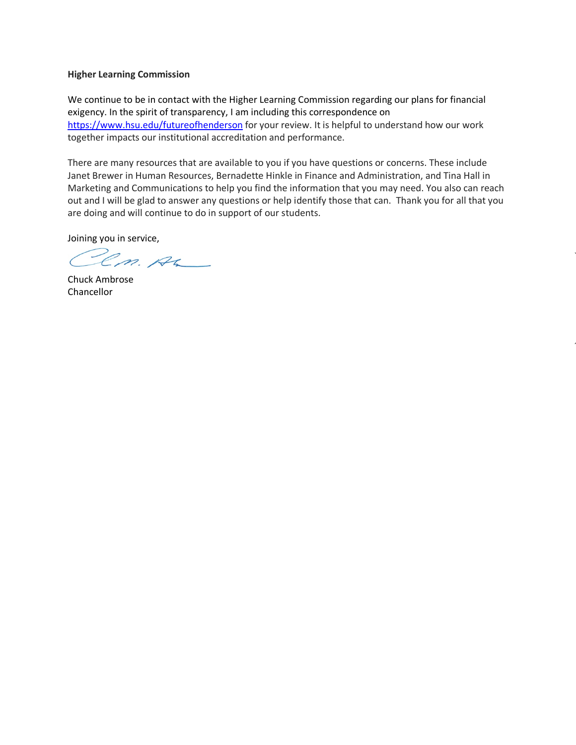**Higher Learning Commission**

We continue to be in contact with the Higher Learning Commission regarding our plans for financial exigency. In the spirit of transparency, I am including this correspondence on https://www.hsu.edu/futureofhenderson for your review. It is helpful to understand how our work together impacts our institutional accreditation and performance.

There are many resources that are available to you if you have questions or concerns. These include Janet Brewer in Human Resources, Bernadette Hinkle in Finance and Administration, and Tina Hall in Marketing and Communications to help you find the information that you may need. You also can reach out and I will be glad to answer any questions or help identify those that can. Thank you for all that you are doing and will continue to do in support of our students.

Joining you in service,

Chuck Ambrose
Chancellor